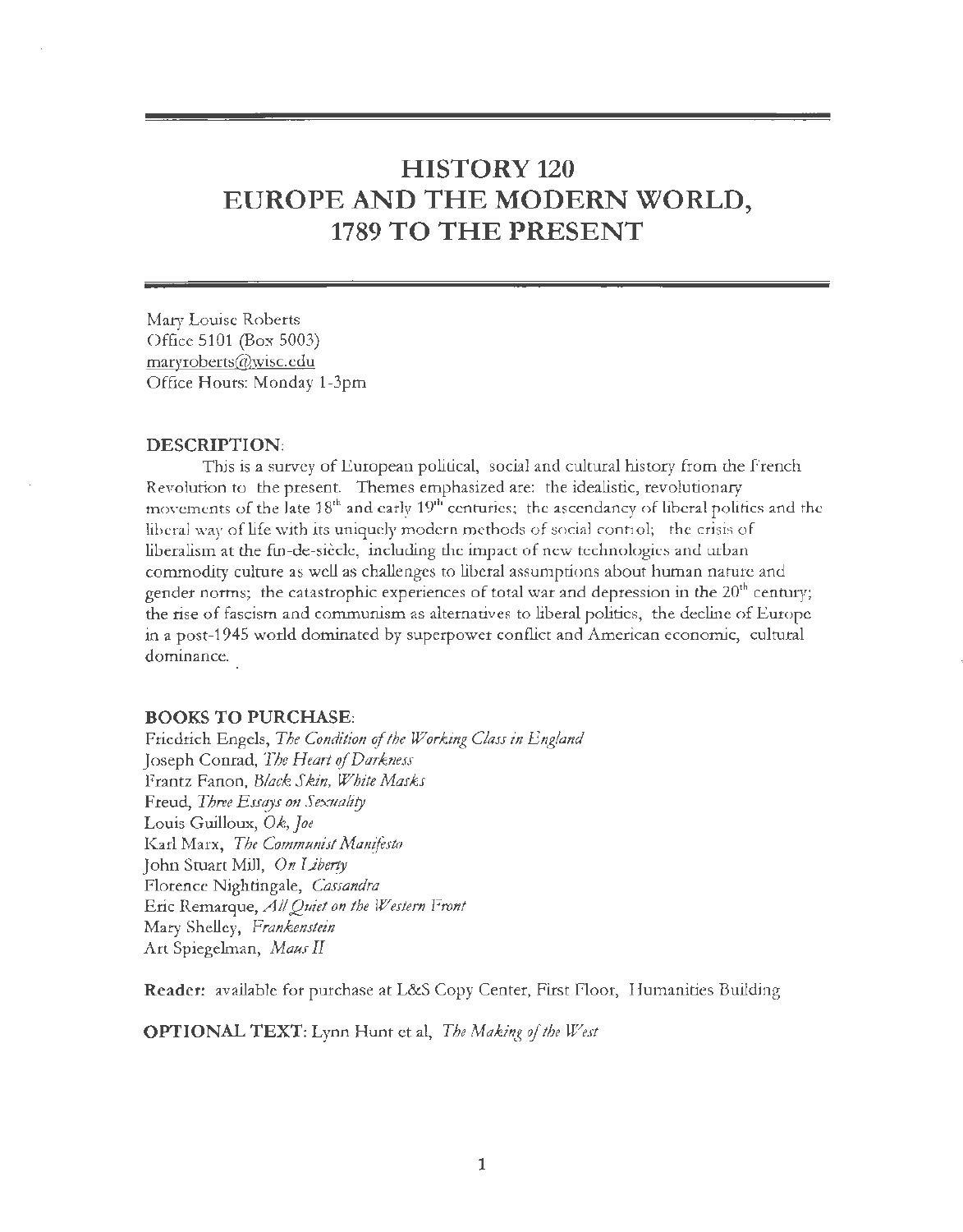# HISTORY 120
# EUROPE AND THE MODERN WORLD, 1789 TO THE PRESENT

Mary Louise Roberts
Office 5101 (Box 5003)
maryroberts@wisc.edu
Office Hours: Monday 1-3pm

**DESCRIPTION**:

This is a survey of European political, social and cultural history from the French Revolution to the present. Themes emphasized are: the idealistic, revolutionary movements of the late 18th and early 19th centuries; the ascendancy of liberal politics and the liberal way of life with its uniquely modern methods of social control; the crisis of liberalism at the fin-de-siècle, including the impact of new technologies and urban commodity culture as well as challenges to liberal assumptions about human nature and gender norms; the catastrophic experiences of total war and depression in the 20th century; the rise of fascism and communism as alternatives to liberal politics, the decline of Europe in a post-1945 world dominated by superpower conflict and American economic, cultural dominance.

**BOOKS TO PURCHASE**:

Friedrich Engels, *The Condition of the Working Class in England*
Joseph Conrad, *The Heart of Darkness*
Frantz Fanon, *Black Skin, White Masks*
Freud, *Three Essays on Sexuality*
Louis Guilloux, *Ok, Joe*
Karl Marx, *The Communist Manifesto*
John Stuart Mill, *On Liberty*
Florence Nightingale, *Cassandra*
Eric Remarque, *All Quiet on the Western Front*
Mary Shelley, *Frankenstein*
Art Spiegelman, *Maus II*

**Reader:** available for purchase at L&S Copy Center, First Floor, Humanities Building

**OPTIONAL TEXT:** Lynn Hunt et al, *The Making of the West*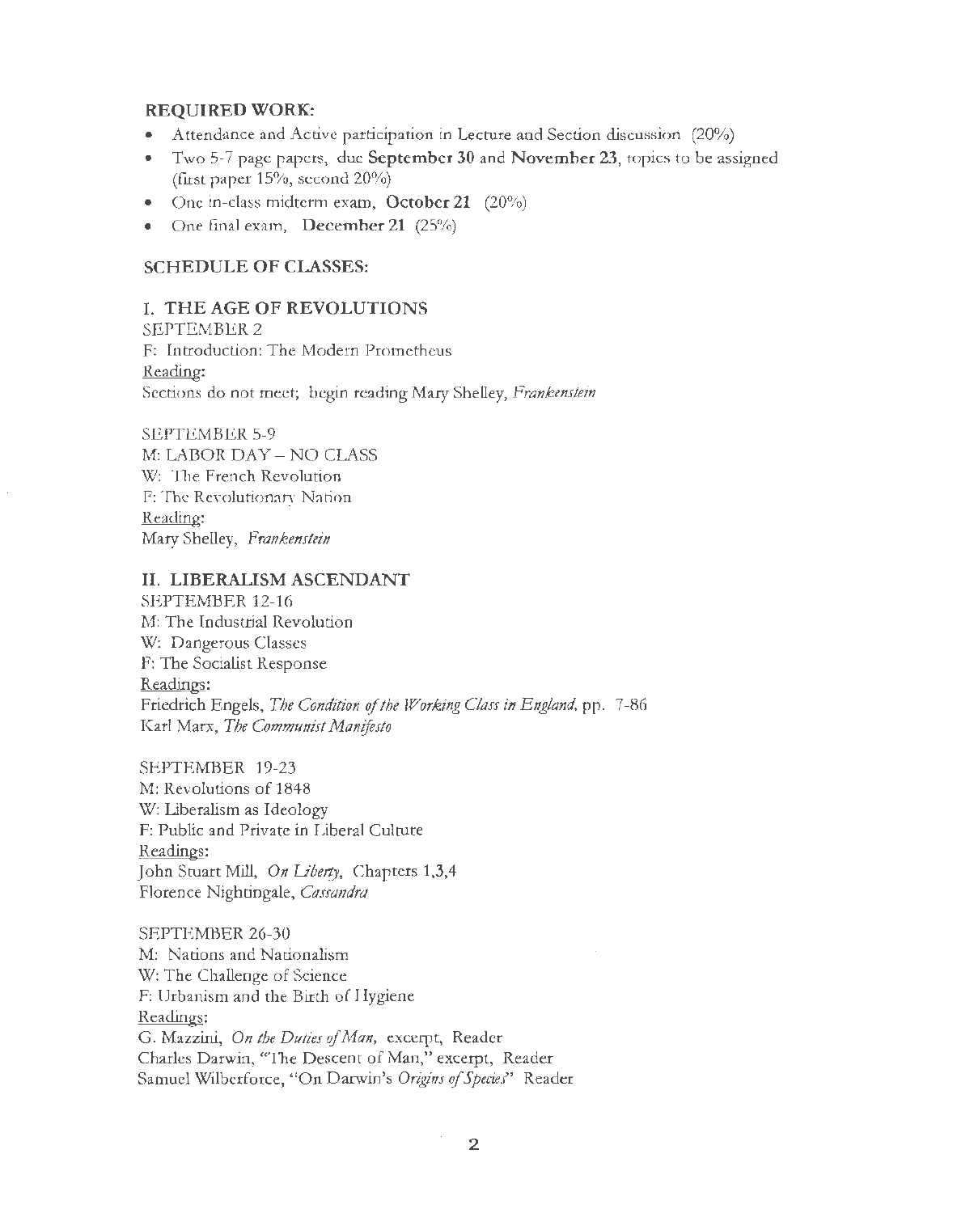**REQUIRED WORK:**

- Attendance and Active participation in Lecture and Section discussion (20%)
- Two 5-7 page papers, due **September 30** and **November 23**, topics to be assigned (first paper 15%, second 20%)
- One in-class midterm exam, **October 21** (20%)
- One final exam, **December 21** (25%)

**SCHEDULE OF CLASSES:**

## I. THE AGE OF REVOLUTIONS

SEPTEMBER 2
F: Introduction: The Modern Prometheus
Reading:
Sections do not meet; begin reading Mary Shelley, *Frankenstein*

SEPTEMBER 5-9
M: LABOR DAY – NO CLASS
W: The French Revolution
F: The Revolutionary Nation
Reading:
Mary Shelley, *Frankenstein*

## II. LIBERALISM ASCENDANT

SEPTEMBER 12-16
M: The Industrial Revolution
W: Dangerous Classes
F: The Socialist Response
Readings:
Friedrich Engels, *The Condition of the Working Class in England*, pp. 7-86
Karl Marx, *The Communist Manifesto*

SEPTEMBER 19-23
M: Revolutions of 1848
W: Liberalism as Ideology
F: Public and Private in Liberal Culture
Readings:
John Stuart Mill, *On Liberty*, Chapters 1,3,4
Florence Nightingale, *Cassandra*

SEPTEMBER 26-30
M: Nations and Nationalism
W: The Challenge of Science
F: Urbanism and the Birth of Hygiene
Readings:
G. Mazzini, *On the Duties of Man*, excerpt, Reader
Charles Darwin, "The Descent of Man," excerpt, Reader
Samuel Wilberforce, "On Darwin's *Origins of Species*" Reader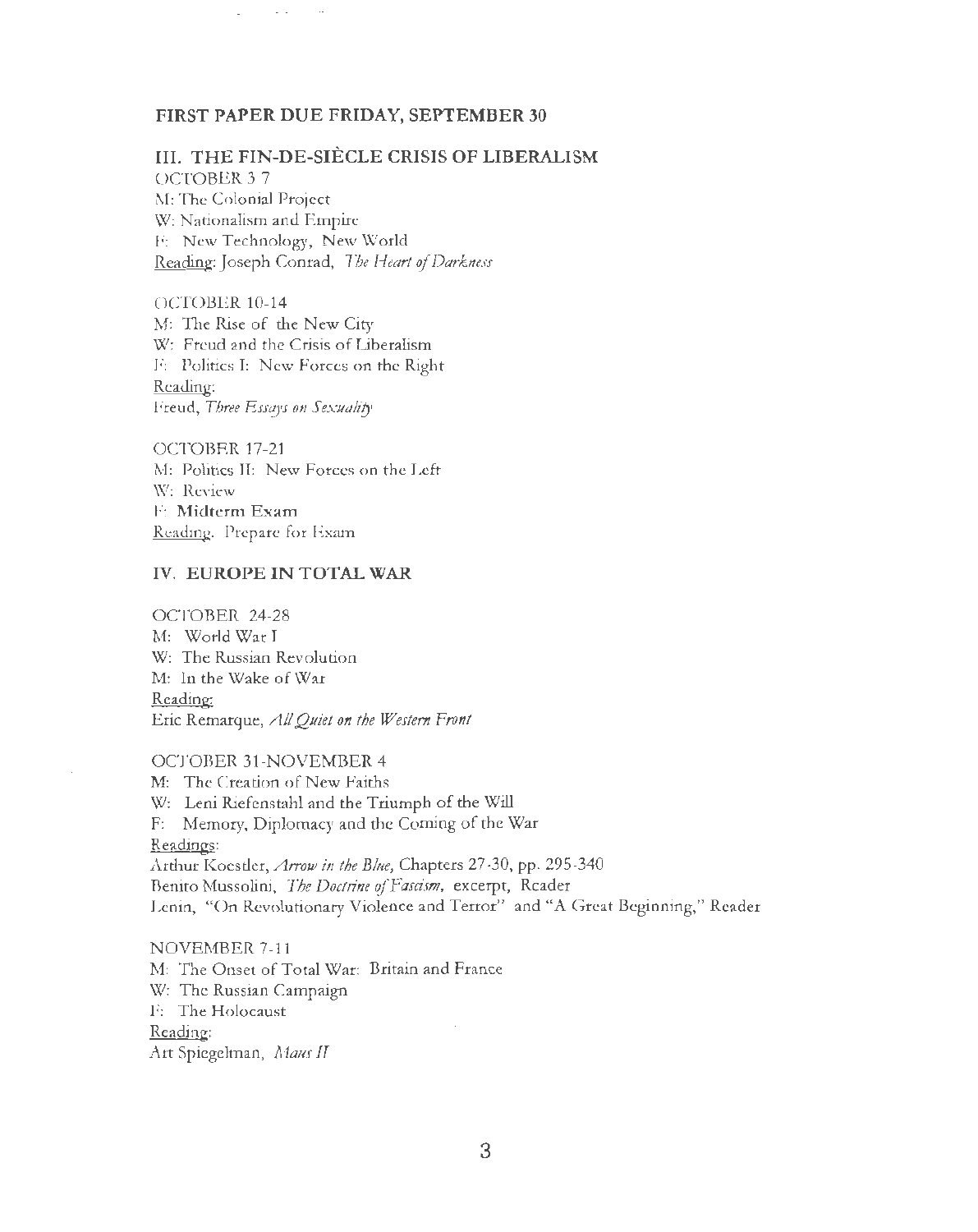**FIRST PAPER DUE FRIDAY, SEPTEMBER 30**

## III. THE FIN-DE-SIÈCLE CRISIS OF LIBERALISM

OCTOBER 3 7
M: The Colonial Project
W: Nationalism and Empire
F: New Technology, New World
Reading: Joseph Conrad, *The Heart of Darkness*

OCTOBER 10-14
M: The Rise of the New City
W: Freud and the Crisis of Liberalism
F: Politics I: New Forces on the Right
Reading:
Freud, *Three Essays on Sexuality*

OCTOBER 17-21
M: Politics II: New Forces on the Left
W: Review
F: Midterm Exam
Reading. Prepare for Exam

## IV. EUROPE IN TOTAL WAR

OCTOBER 24-28
M: World War I
W: The Russian Revolution
M: In the Wake of War
Reading:
Eric Remarque, *All Quiet on the Western Front*

OCTOBER 31-NOVEMBER 4
M: The Creation of New Faiths
W: Leni Riefenstahl and the Triumph of the Will
F: Memory, Diplomacy and the Coming of the War
Readings:
Arthur Koestler, *Arrow in the Blue,* Chapters 27-30, pp. 295-340
Benito Mussolini, *The Doctrine of Fascism,* excerpt, Reader
Lenin, "On Revolutionary Violence and Terror" and "A Great Beginning," Reader

NOVEMBER 7-11
M: The Onset of Total War: Britain and France
W: The Russian Campaign
F: The Holocaust
Reading:
Art Spiegelman, *Maus II*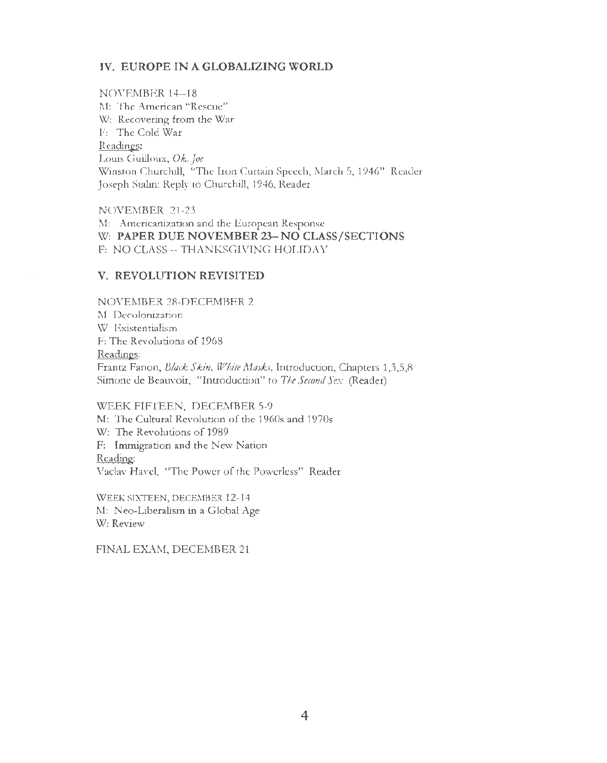## IV. EUROPE IN A GLOBALIZING WORLD

NOVEMBER 14--18
M: The American "Rescue"
W: Recovering from the War
F: The Cold War
Readings:
Louis Guilloux, *Ok, Joe*
Winston Churchill, "The Iron Curtain Speech, March 5, 1946" Reader
Joseph Stalin: Reply to Churchill, 1946, Reader

NOVEMBER 21-23
M: Americanization and the European Response
W: **PAPER DUE NOVEMBER 23– NO CLASS/SECTIONS**
F: NO CLASS -- THANKSGIVING HOLIDAY

## V. REVOLUTION REVISITED

NOVEMBER 28-DECEMBER 2
M Decolonization
W Existentialism
F: The Revolutions of 1968
Readings:
Frantz Fanon, *Black Skin, White Masks,* Introduction, Chapters 1,3,5,8
Simone de Beauvoir, "Introduction" to *The Second Sex* (Reader)

WEEK FIFTEEN, DECEMBER 5-9
M: The Cultural Revolution of the 1960s and 1970s
W: The Revolutions of 1989
F: Immigration and the New Nation
Reading:
Vaclav Havel, "The Power of the Powerless" Reader

WEEK SIXTEEN, DECEMBER 12-14
M: Neo-Liberalism in a Global Age
W: Review

FINAL EXAM, DECEMBER 21